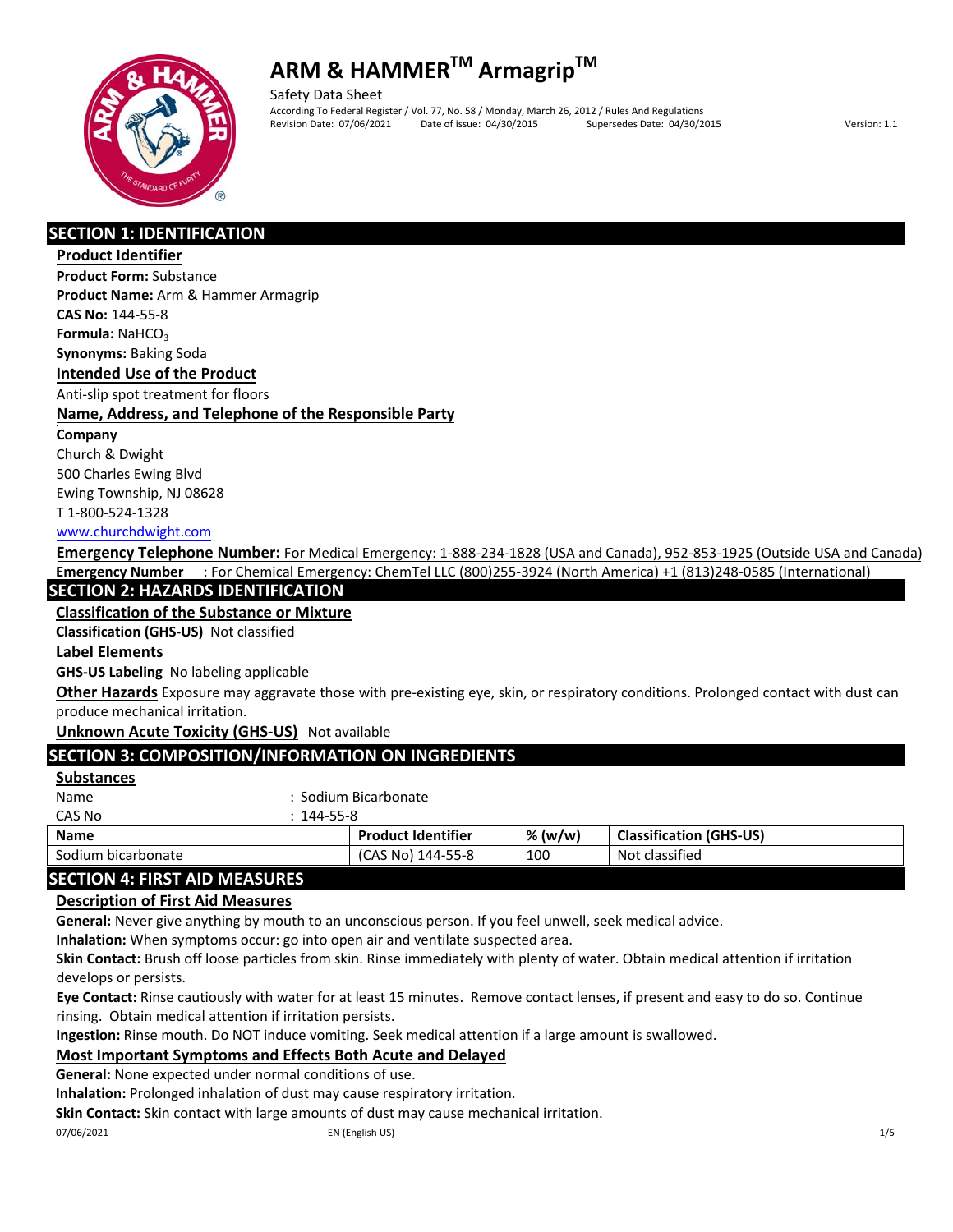# ARM & HAMMER™ Armagrip™

Safety Data Sheet

According To Federal Register / Vol. 77, No. 58 / Monday, March 26, 2012 / Rules And Regulations

Revision Date: 07/06/2021 Date of issue: 04/30/2015 Supersedes Date: 04/30/2015 Version: 1.1

## SECTION 1: IDENTIFICATION

### Product Identifier

**Product Form:** Substance

**Product Name:** Arm & Hammer Armagrip

**CAS No:** 144-55-8

**Formula:** $NaHCO_3$

**Synonyms:** Baking Soda

### Intended Use of the Product

Anti-slip spot treatment for floors

### Name, Address, and Telephone of the Responsible Party

**Company**

Church & Dwight
500 Charles Ewing Blvd
Ewing Township, NJ 08628
T 1-800-524-1328
www.churchdwight.com

**Emergency Telephone Number:** For Medical Emergency: 1-888-234-1828 (USA and Canada), 952-853-1925 (Outside USA and Canada)

**Emergency Number** : For Chemical Emergency: ChemTel LLC (800)255-3924 (North America) +1 (813)248-0585 (International)

## SECTION 2: HAZARDS IDENTIFICATION

### Classification of the Substance or Mixture

**Classification (GHS-US)** Not classified

### Label Elements

**GHS-US Labeling** No labeling applicable

**Other Hazards** Exposure may aggravate those with pre-existing eye, skin, or respiratory conditions. Prolonged contact with dust can produce mechanical irritation.

**Unknown Acute Toxicity (GHS-US)** Not available

## SECTION 3: COMPOSITION/INFORMATION ON INGREDIENTS

### Substances

Name : Sodium Bicarbonate

CAS No : 144-55-8

| Name | Product Identifier | % (w/w) | Classification (GHS-US) |
|---|---|---|---|
| Sodium bicarbonate | (CAS No) 144-55-8 | 100 | Not classified |

## SECTION 4: FIRST AID MEASURES

### Description of First Aid Measures

**General:** Never give anything by mouth to an unconscious person. If you feel unwell, seek medical advice.

**Inhalation:** When symptoms occur: go into open air and ventilate suspected area.

**Skin Contact:** Brush off loose particles from skin. Rinse immediately with plenty of water. Obtain medical attention if irritation develops or persists.

**Eye Contact:** Rinse cautiously with water for at least 15 minutes. Remove contact lenses, if present and easy to do so. Continue rinsing. Obtain medical attention if irritation persists.

**Ingestion:** Rinse mouth. Do NOT induce vomiting. Seek medical attention if a large amount is swallowed.

### Most Important Symptoms and Effects Both Acute and Delayed

**General:** None expected under normal conditions of use.

**Inhalation:** Prolonged inhalation of dust may cause respiratory irritation.

**Skin Contact:** Skin contact with large amounts of dust may cause mechanical irritation.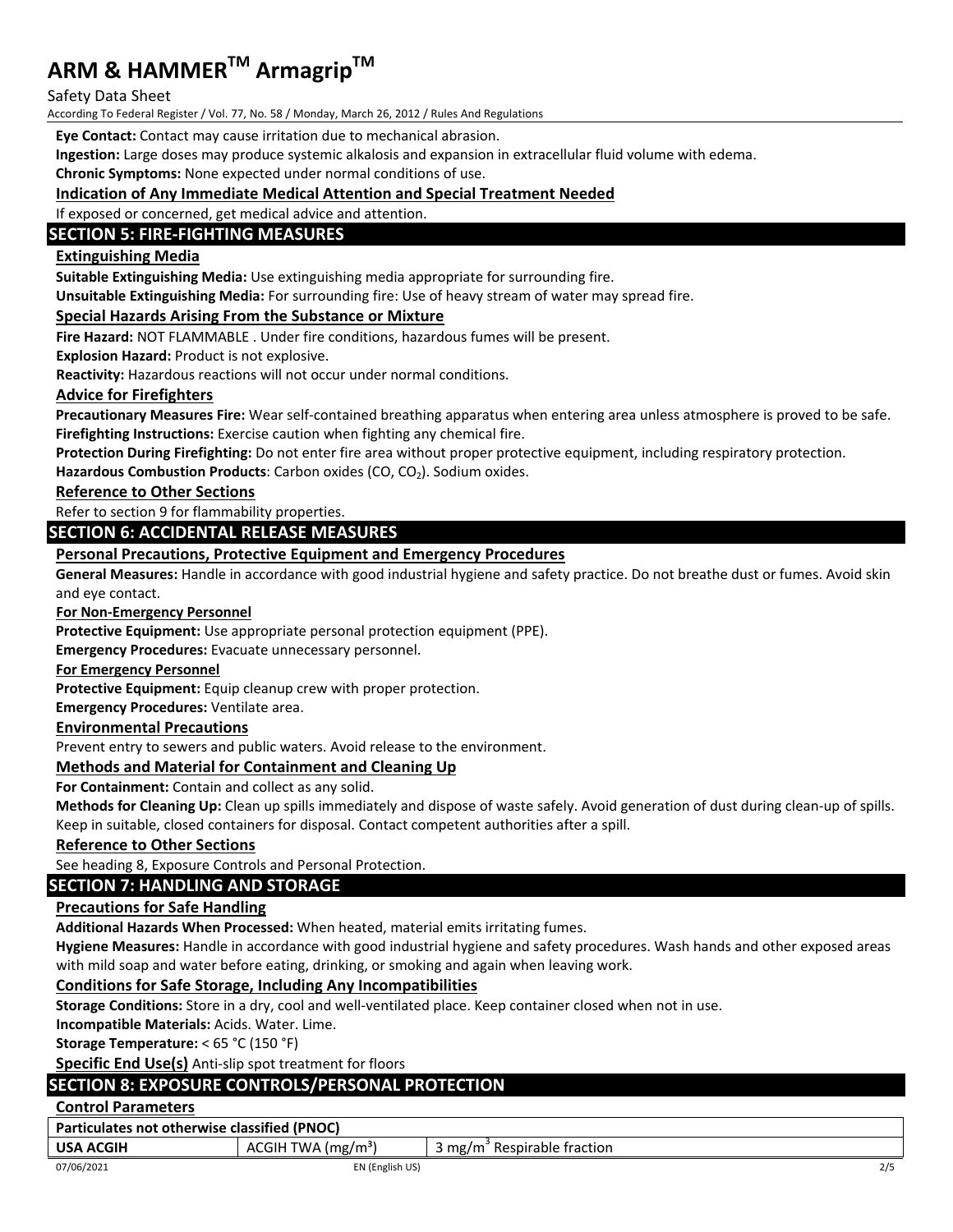**Eye Contact:** Contact may cause irritation due to mechanical abrasion.

**Ingestion:** Large doses may produce systemic alkalosis and expansion in extracellular fluid volume with edema.

**Chronic Symptoms:** None expected under normal conditions of use.

### Indication of Any Immediate Medical Attention and Special Treatment Needed

If exposed or concerned, get medical advice and attention.

## SECTION 5: FIRE-FIGHTING MEASURES

### Extinguishing Media

**Suitable Extinguishing Media:** Use extinguishing media appropriate for surrounding fire.

**Unsuitable Extinguishing Media:** For surrounding fire: Use of heavy stream of water may spread fire.

### Special Hazards Arising From the Substance or Mixture

**Fire Hazard:** NOT FLAMMABLE . Under fire conditions, hazardous fumes will be present.

**Explosion Hazard:** Product is not explosive.

**Reactivity:** Hazardous reactions will not occur under normal conditions.

### Advice for Firefighters

**Precautionary Measures Fire:** Wear self-contained breathing apparatus when entering area unless atmosphere is proved to be safe.

**Firefighting Instructions:** Exercise caution when fighting any chemical fire.

**Protection During Firefighting:** Do not enter fire area without proper protective equipment, including respiratory protection.

**Hazardous Combustion Products**: Carbon oxides (CO, $CO_2$). Sodium oxides.

### Reference to Other Sections

Refer to section 9 for flammability properties.

## SECTION 6: ACCIDENTAL RELEASE MEASURES

### Personal Precautions, Protective Equipment and Emergency Procedures

**General Measures:** Handle in accordance with good industrial hygiene and safety practice. Do not breathe dust or fumes. Avoid skin and eye contact.

**For Non-Emergency Personnel**

**Protective Equipment:** Use appropriate personal protection equipment (PPE).

**Emergency Procedures:** Evacuate unnecessary personnel.

**For Emergency Personnel**

**Protective Equipment:** Equip cleanup crew with proper protection.

**Emergency Procedures:** Ventilate area.

### Environmental Precautions

Prevent entry to sewers and public waters. Avoid release to the environment.

### Methods and Material for Containment and Cleaning Up

**For Containment:** Contain and collect as any solid.

**Methods for Cleaning Up:** Clean up spills immediately and dispose of waste safely. Avoid generation of dust during clean-up of spills. Keep in suitable, closed containers for disposal. Contact competent authorities after a spill.

### Reference to Other Sections

See heading 8, Exposure Controls and Personal Protection.

## SECTION 7: HANDLING AND STORAGE

### Precautions for Safe Handling

**Additional Hazards When Processed:** When heated, material emits irritating fumes.

**Hygiene Measures:** Handle in accordance with good industrial hygiene and safety procedures. Wash hands and other exposed areas with mild soap and water before eating, drinking, or smoking and again when leaving work.

### Conditions for Safe Storage, Including Any Incompatibilities

**Storage Conditions:** Store in a dry, cool and well-ventilated place. Keep container closed when not in use.

**Incompatible Materials:** Acids. Water. Lime.

**Storage Temperature:** < 65 °C (150 °F)

**Specific End Use(s)** Anti-slip spot treatment for floors

## SECTION 8: EXPOSURE CONTROLS/PERSONAL PROTECTION

### Control Parameters

| Particulates not otherwise classified (PNOC) | | |
|---|---|---|
| **USA ACGIH** | ACGIH TWA ($mg/m^3$) | 3 $mg/m^3$ Respirable fraction |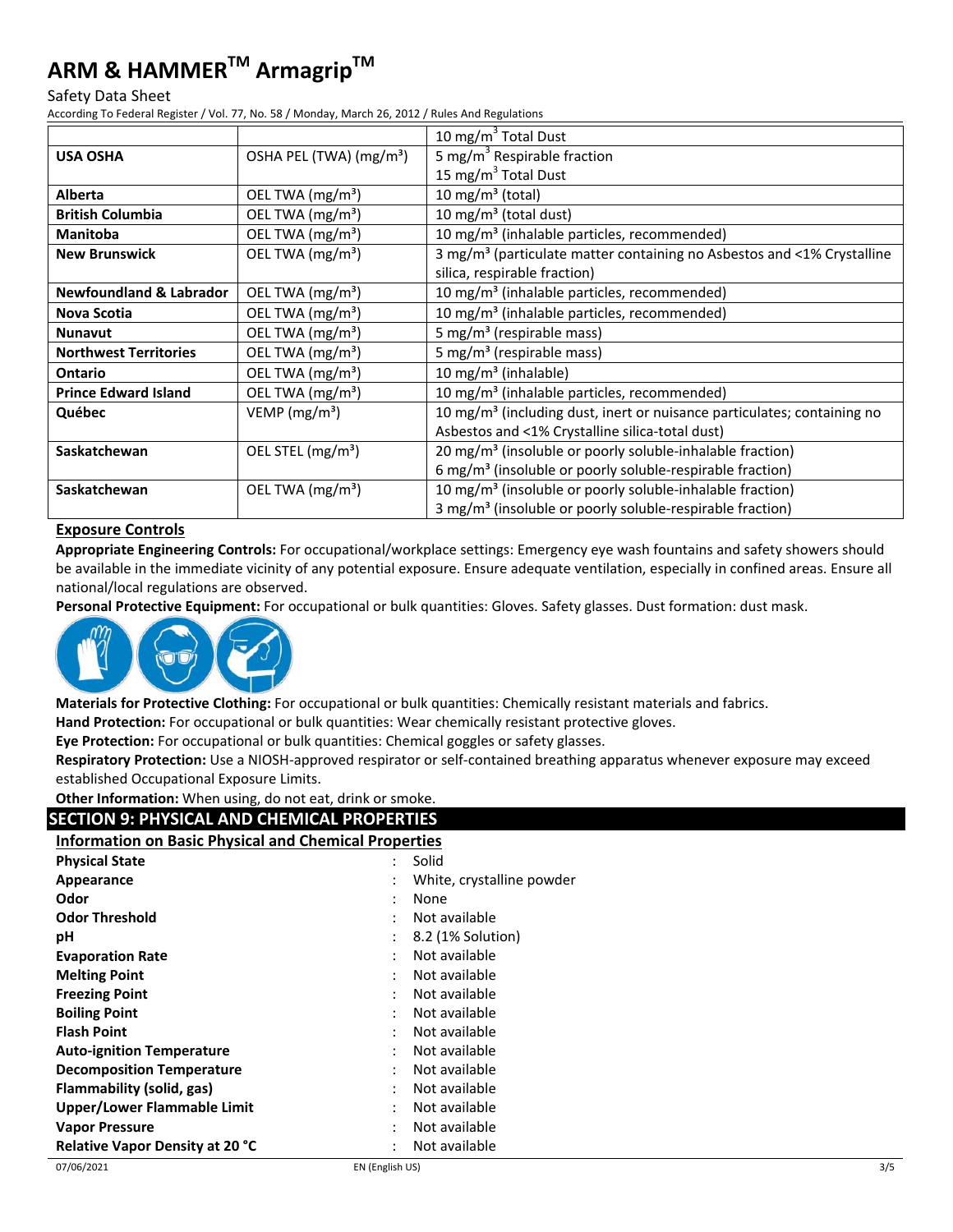| | | 10 mg/m³ Total Dust |
|---|---|---|
| **USA OSHA** | OSHA PEL (TWA) (mg/m³) | 5 mg/m³ Respirable fraction<br>15 mg/m³ Total Dust |
| **Alberta** | OEL TWA (mg/m³) | 10 mg/m³ (total) |
| **British Columbia** | OEL TWA (mg/m³) | 10 mg/m³ (total dust) |
| **Manitoba** | OEL TWA (mg/m³) | 10 mg/m³ (inhalable particles, recommended) |
| **New Brunswick** | OEL TWA (mg/m³) | 3 mg/m³ (particulate matter containing no Asbestos and <1% Crystalline silica, respirable fraction) |
| **Newfoundland & Labrador** | OEL TWA (mg/m³) | 10 mg/m³ (inhalable particles, recommended) |
| **Nova Scotia** | OEL TWA (mg/m³) | 10 mg/m³ (inhalable particles, recommended) |
| **Nunavut** | OEL TWA (mg/m³) | 5 mg/m³ (respirable mass) |
| **Northwest Territories** | OEL TWA (mg/m³) | 5 mg/m³ (respirable mass) |
| **Ontario** | OEL TWA (mg/m³) | 10 mg/m³ (inhalable) |
| **Prince Edward Island** | OEL TWA (mg/m³) | 10 mg/m³ (inhalable particles, recommended) |
| **Québec** | VEMP (mg/m³) | 10 mg/m³ (including dust, inert or nuisance particulates; containing no Asbestos and <1% Crystalline silica-total dust) |
| **Saskatchewan** | OEL STEL (mg/m³) | 20 mg/m³ (insoluble or poorly soluble-inhalable fraction)<br>6 mg/m³ (insoluble or poorly soluble-respirable fraction) |
| **Saskatchewan** | OEL TWA (mg/m³) | 10 mg/m³ (insoluble or poorly soluble-inhalable fraction)<br>3 mg/m³ (insoluble or poorly soluble-respirable fraction) |

### Exposure Controls

**Appropriate Engineering Controls:** For occupational/workplace settings: Emergency eye wash fountains and safety showers should be available in the immediate vicinity of any potential exposure. Ensure adequate ventilation, especially in confined areas. Ensure all national/local regulations are observed.

**Personal Protective Equipment:** For occupational or bulk quantities: Gloves. Safety glasses. Dust formation: dust mask.

**Materials for Protective Clothing:** For occupational or bulk quantities: Chemically resistant materials and fabrics.

**Hand Protection:** For occupational or bulk quantities: Wear chemically resistant protective gloves.

**Eye Protection:** For occupational or bulk quantities: Chemical goggles or safety glasses.

**Respiratory Protection:** Use a NIOSH-approved respirator or self-contained breathing apparatus whenever exposure may exceed established Occupational Exposure Limits.

**Other Information:** When using, do not eat, drink or smoke.

## SECTION 9: PHYSICAL AND CHEMICAL PROPERTIES

### Information on Basic Physical and Chemical Properties

| | | |
|---|---|---|
| **Physical State** | : | Solid |
| **Appearance** | : | White, crystalline powder |
| **Odor** | : | None |
| **Odor Threshold** | : | Not available |
| **pH** | : | 8.2 (1% Solution) |
| **Evaporation Rate** | : | Not available |
| **Melting Point** | : | Not available |
| **Freezing Point** | : | Not available |
| **Boiling Point** | : | Not available |
| **Flash Point** | : | Not available |
| **Auto-ignition Temperature** | : | Not available |
| **Decomposition Temperature** | : | Not available |
| **Flammability (solid, gas)** | : | Not available |
| **Upper/Lower Flammable Limit** | : | Not available |
| **Vapor Pressure** | : | Not available |
| **Relative Vapor Density at 20 °C** | : | Not available |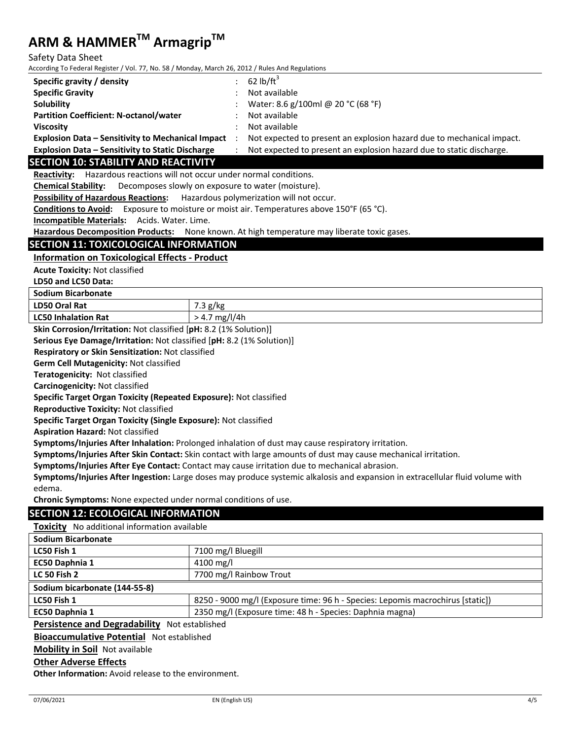| | | |
|---|---|---|
| **Specific gravity / density** | : | 62 lb/ft$^3$ |
| **Specific Gravity** | : | Not available |
| **Solubility** | : | Water: 8.6 g/100ml @ 20 °C (68 °F) |
| **Partition Coefficient: N-octanol/water** | : | Not available |
| **Viscosity** | : | Not available |
| **Explosion Data – Sensitivity to Mechanical Impact** | : | Not expected to present an explosion hazard due to mechanical impact. |
| **Explosion Data – Sensitivity to Static Discharge** | : | Not expected to present an explosion hazard due to static discharge. |

## SECTION 10: STABILITY AND REACTIVITY

**Reactivity:** Hazardous reactions will not occur under normal conditions.

**Chemical Stability:** Decomposes slowly on exposure to water (moisture).

**Possibility of Hazardous Reactions:** Hazardous polymerization will not occur.

**Conditions to Avoid:** Exposure to moisture or moist air. Temperatures above 150°F (65 °C).

**Incompatible Materials:** Acids. Water. Lime.

**Hazardous Decomposition Products:** None known. At high temperature may liberate toxic gases.

## SECTION 11: TOXICOLOGICAL INFORMATION

**Information on Toxicological Effects - Product**

**Acute Toxicity:** Not classified

**LD50 and LC50 Data:**

| Sodium Bicarbonate | |
|---|---|
| **LD50 Oral Rat** | 7.3 g/kg |
| **LC50 Inhalation Rat** | > 4.7 mg/l/4h |

**Skin Corrosion/Irritation:** Not classified [**pH:** 8.2 (1% Solution)]

**Serious Eye Damage/Irritation:** Not classified [**pH:** 8.2 (1% Solution)]

**Respiratory or Skin Sensitization:** Not classified

**Germ Cell Mutagenicity:** Not classified

**Teratogenicity:** Not classified

**Carcinogenicity:** Not classified

**Specific Target Organ Toxicity (Repeated Exposure):** Not classified

**Reproductive Toxicity:** Not classified

**Specific Target Organ Toxicity (Single Exposure):** Not classified

**Aspiration Hazard:** Not classified

**Symptoms/Injuries After Inhalation:** Prolonged inhalation of dust may cause respiratory irritation.

**Symptoms/Injuries After Skin Contact:** Skin contact with large amounts of dust may cause mechanical irritation.

**Symptoms/Injuries After Eye Contact:** Contact may cause irritation due to mechanical abrasion.

**Symptoms/Injuries After Ingestion:** Large doses may produce systemic alkalosis and expansion in extracellular fluid volume with edema.

**Chronic Symptoms:** None expected under normal conditions of use.

## SECTION 12: ECOLOGICAL INFORMATION

**Toxicity** No additional information available

| Sodium Bicarbonate | |
|---|---|
| **LC50 Fish 1** | 7100 mg/l Bluegill |
| **EC50 Daphnia 1** | 4100 mg/l |
| **LC 50 Fish 2** | 7700 mg/l Rainbow Trout |
| **Sodium bicarbonate (144-55-8)** | |
| **LC50 Fish 1** | 8250 - 9000 mg/l (Exposure time: 96 h - Species: Lepomis macrochirus [static]) |
| **EC50 Daphnia 1** | 2350 mg/l (Exposure time: 48 h - Species: Daphnia magna) |

**Persistence and Degradability** Not established

**Bioaccumulative Potential** Not established

**Mobility in Soil** Not available

**Other Adverse Effects**

**Other Information:** Avoid release to the environment.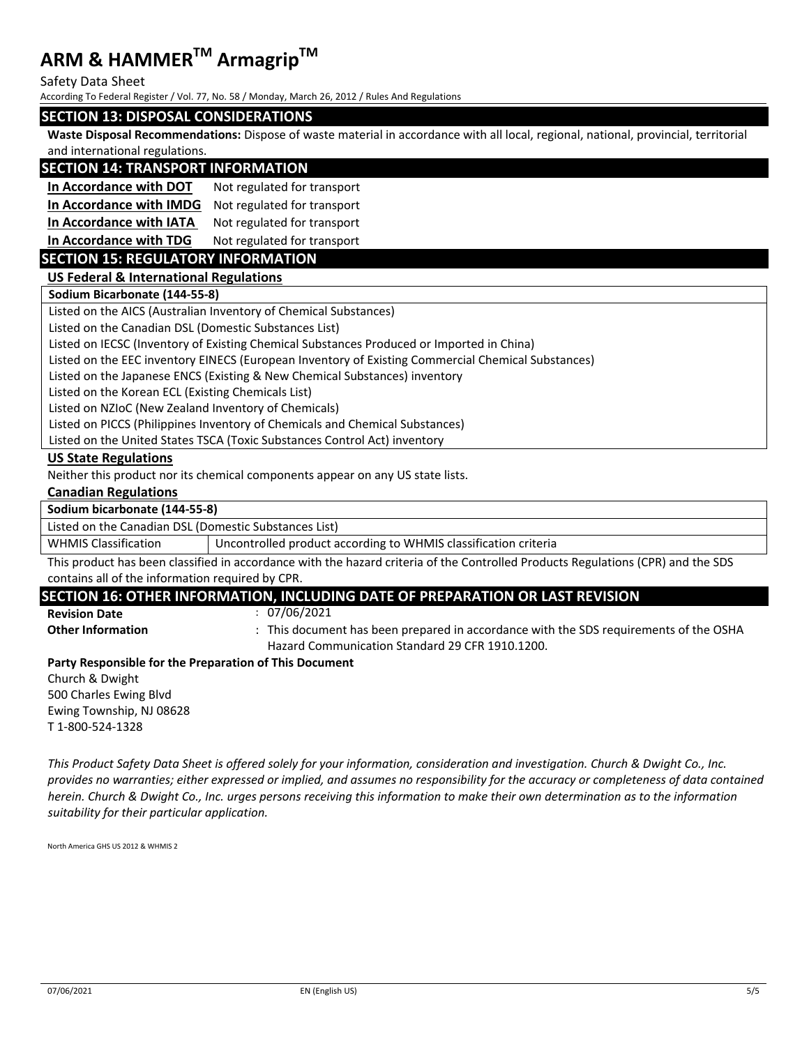## SECTION 13: DISPOSAL CONSIDERATIONS

**Waste Disposal Recommendations:** Dispose of waste material in accordance with all local, regional, national, provincial, territorial and international regulations.

## SECTION 14: TRANSPORT INFORMATION

| | |
|---|---|
| **In Accordance with DOT** | Not regulated for transport |
| **In Accordance with IMDG** | Not regulated for transport |
| **In Accordance with IATA** | Not regulated for transport |
| **In Accordance with TDG** | Not regulated for transport |

## SECTION 15: REGULATORY INFORMATION

### US Federal & International Regulations

| **Sodium Bicarbonate (144-55-8)** |
|---|
| Listed on the AICS (Australian Inventory of Chemical Substances) |
| Listed on the Canadian DSL (Domestic Substances List) |
| Listed on IECSC (Inventory of Existing Chemical Substances Produced or Imported in China) |
| Listed on the EEC inventory EINECS (European Inventory of Existing Commercial Chemical Substances) |
| Listed on the Japanese ENCS (Existing & New Chemical Substances) inventory |
| Listed on the Korean ECL (Existing Chemicals List) |
| Listed on NZIoC (New Zealand Inventory of Chemicals) |
| Listed on PICCS (Philippines Inventory of Chemicals and Chemical Substances) |
| Listed on the United States TSCA (Toxic Substances Control Act) inventory |

### US State Regulations

Neither this product nor its chemical components appear on any US state lists.

### Canadian Regulations

| **Sodium bicarbonate (144-55-8)** | |
|---|---|
| Listed on the Canadian DSL (Domestic Substances List) | |
| WHMIS Classification | Uncontrolled product according to WHMIS classification criteria |

This product has been classified in accordance with the hazard criteria of the Controlled Products Regulations (CPR) and the SDS contains all of the information required by CPR.

## SECTION 16: OTHER INFORMATION, INCLUDING DATE OF PREPARATION OR LAST REVISION

**Revision Date** : 07/06/2021

**Other Information** : This document has been prepared in accordance with the SDS requirements of the OSHA Hazard Communication Standard 29 CFR 1910.1200.

**Party Responsible for the Preparation of This Document**

Church & Dwight
500 Charles Ewing Blvd
Ewing Township, NJ 08628
T 1-800-524-1328

*This Product Safety Data Sheet is offered solely for your information, consideration and investigation. Church & Dwight Co., Inc. provides no warranties; either expressed or implied, and assumes no responsibility for the accuracy or completeness of data contained herein. Church & Dwight Co., Inc. urges persons receiving this information to make their own determination as to the information suitability for their particular application.*

North America GHS US 2012 & WHMIS 2